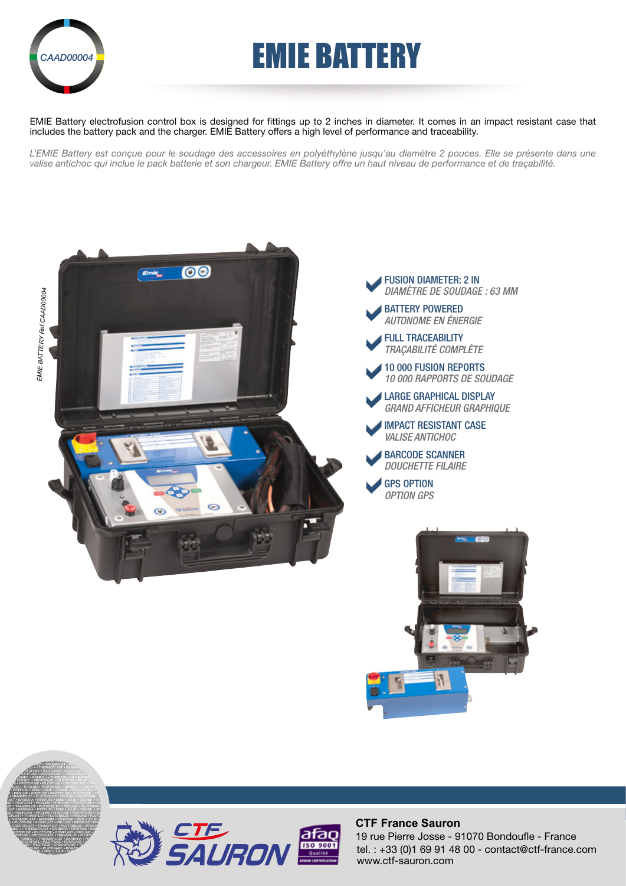CAAD00004

# EMIE BATTERY

EMIE Battery electrofusion control box is designed for fittings up to 2 inches in diameter. It comes in an impact resistant case that includes the battery pack and the charger. EMIE Battery offers a high level of performance and traceability.

*L'EMIE Battery est conçue pour le soudage des accessoires en polyéthylène jusqu'au diamètre 2 pouces. Elle se présente dans une valise antichoc qui inclue le pack batterie et son chargeur. EMIE Battery offre un haut niveau de performance et de traçabilité.*

EMIE BATTERY Ref.CAAD00004

- FUSION DIAMETER: 2 IN
  *DIAMÈTRE DE SOUDAGE : 63 MM*
- BATTERY POWERED
  *AUTONOME EN ÉNERGIE*
- FULL TRACEABILITY
  *TRAÇABILITÉ COMPLÈTE*
- 10 000 FUSION REPORTS
  *10 000 RAPPORTS DE SOUDAGE*
- LARGE GRAPHICAL DISPLAY
  *GRAND AFFICHEUR GRAPHIQUE*
- IMPACT RESISTANT CASE
  *VALISE ANTICHOC*
- BARCODE SCANNER
  *DOUCHETTE FILAIRE*
- GPS OPTION
  *OPTION GPS*

**CTF France Sauron**
19 rue Pierre Josse - 91070 Bondoufle - France
tel. : +33 (0)1 69 91 48 00 - contact@ctf-france.com
www.ctf-sauron.com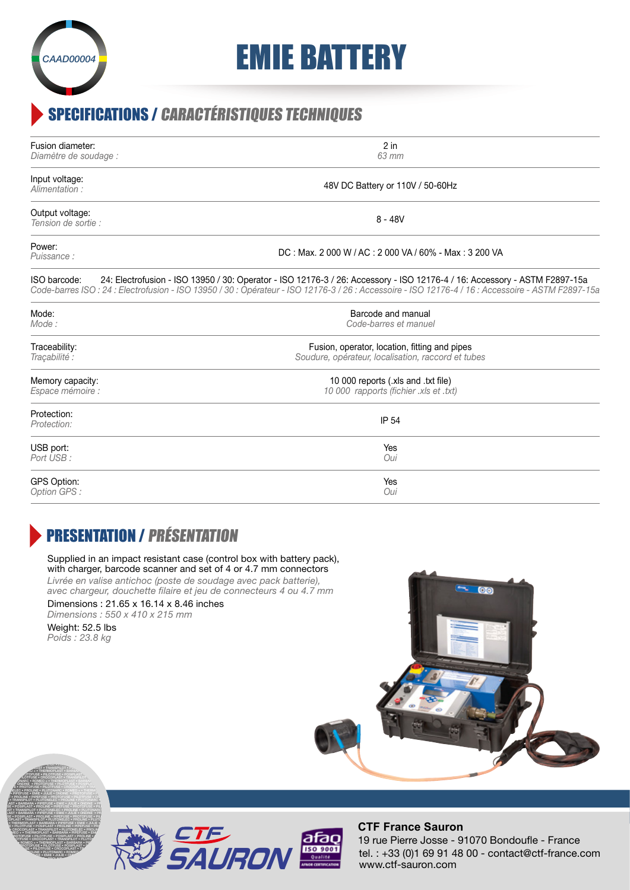CAAD00004

# EMIE BATTERY

## SPECIFICATIONS / *CARACTÉRISTIQUES TECHNIQUES*

| | |
|---|---|
| Fusion diameter: *Diamètre de soudage :* | 2 in *63 mm* |
| Input voltage: *Alimentation :* | 48V DC Battery or 110V / 50-60Hz |
| Output voltage: *Tension de sortie :* | 8 - 48V |
| Power: *Puissance :* | DC : Max. 2 000 W / AC : 2 000 VA / 60% - Max : 3 200 VA |
| ISO barcode: *Code-barres ISO :* | 24: Electrofusion - ISO 13950 / 30: Operator - ISO 12176-3 / 26: Accessory - ISO 12176-4 / 16: Accessory - ASTM F2897-15a *24 : Electrofusion - ISO 13950 / 30 : Opérateur - ISO 12176-3 / 26 : Accessoire - ISO 12176-4 / 16 : Accessoire - ASTM F2897-15a* |
| Mode: *Mode :* | Barcode and manual *Code-barres et manuel* |
| Traceability: *Traçabilité :* | Fusion, operator, location, fitting and pipes *Soudure, opérateur, localisation, raccord et tubes* |
| Memory capacity: *Espace mémoire :* | 10 000 reports (.xls and .txt file) *10 000 rapports (fichier .xls et .txt)* |
| Protection: *Protection:* | IP 54 |
| USB port: *Port USB :* | Yes *Oui* |
| GPS Option: *Option GPS :* | Yes *Oui* |

## PRESENTATION / *PRÉSENTATION*

Supplied in an impact resistant case (control box with battery pack), with charger, barcode scanner and set of 4 or 4.7 mm connectors
*Livrée en valise antichoc (poste de soudage avec pack batterie), avec chargeur, douchette filaire et jeu de connecteurs 4 ou 4.7 mm*

Dimensions : 21.65 x 16.14 x 8.46 inches
*Dimensions : 550 x 410 x 215 mm*

Weight: 52.5 lbs
*Poids : 23.8 kg*

**CTF France Sauron**
19 rue Pierre Josse - 91070 Bondoufle - France
tel. : +33 (0)1 69 91 48 00 - contact@ctf-france.com
www.ctf-sauron.com